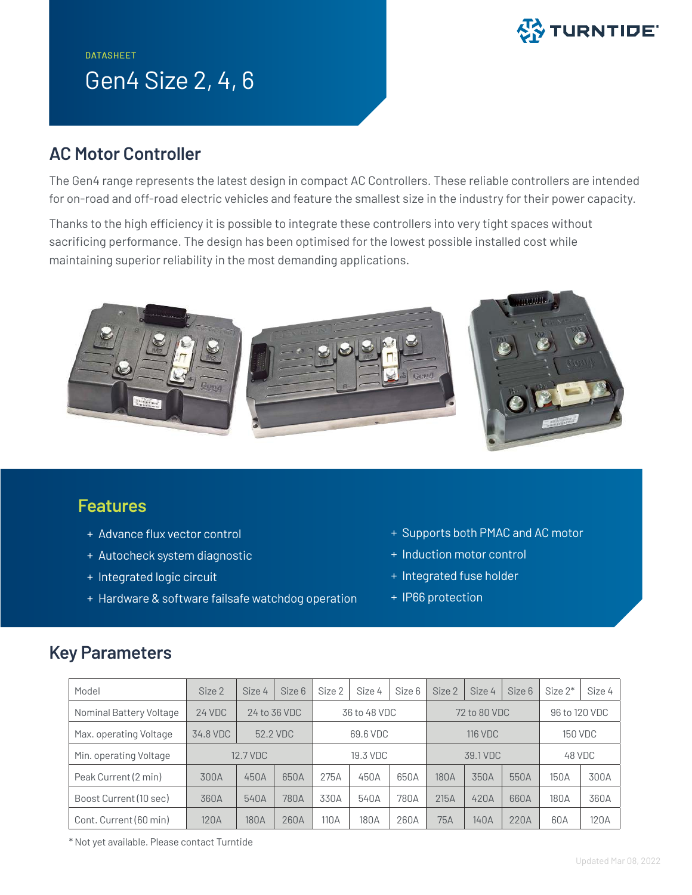DATASHEET

# Gen4 Size 2, 4, 6

## AC Motor Controller

The Gen4 range represents the latest design in compact AC Controllers. These reliable controllers are intended for on-road and off-road electric vehicles and feature the smallest size in the industry for their power capacity.

Thanks to the high efficiency it is possible to integrate these controllers into very tight spaces without sacrificing performance. The design has been optimised for the lowest possible installed cost while maintaining superior reliability in the most demanding applications.

## Features

- Advance flux vector control
- Autocheck system diagnostic
- Integrated logic circuit
- Hardware & software failsafe watchdog operation
- Supports both PMAC and AC motor
- Induction motor control
- Integrated fuse holder
- IP66 protection

## Key Parameters

| Model | Size 2 | Size 4 | Size 6 | Size 2 | Size 4 | Size 6 | Size 2 | Size 4 | Size 6 | Size 2* | Size 4 |
|---|---|---|---|---|---|---|---|---|---|---|---|
| Nominal Battery Voltage | 24 VDC | 24 to 36 VDC | | 36 to 48 VDC | | | 72 to 80 VDC | | | 96 to 120 VDC | |
| Max. operating Voltage | 34.8 VDC | 52.2 VDC | | 69.6 VDC | | | 116 VDC | | | 150 VDC | |
| Min. operating Voltage | 12.7 VDC | | | 19.3 VDC | | | 39.1 VDC | | | 48 VDC | |
| Peak Current (2 min) | 300A | 450A | 650A | 275A | 450A | 650A | 180A | 350A | 550A | 150A | 300A |
| Boost Current (10 sec) | 360A | 540A | 780A | 330A | 540A | 780A | 215A | 420A | 660A | 180A | 360A |
| Cont. Current (60 min) | 120A | 180A | 260A | 110A | 180A | 260A | 75A | 140A | 220A | 60A | 120A |

* Not yet available. Please contact Turntide

Updated Mar 08, 2022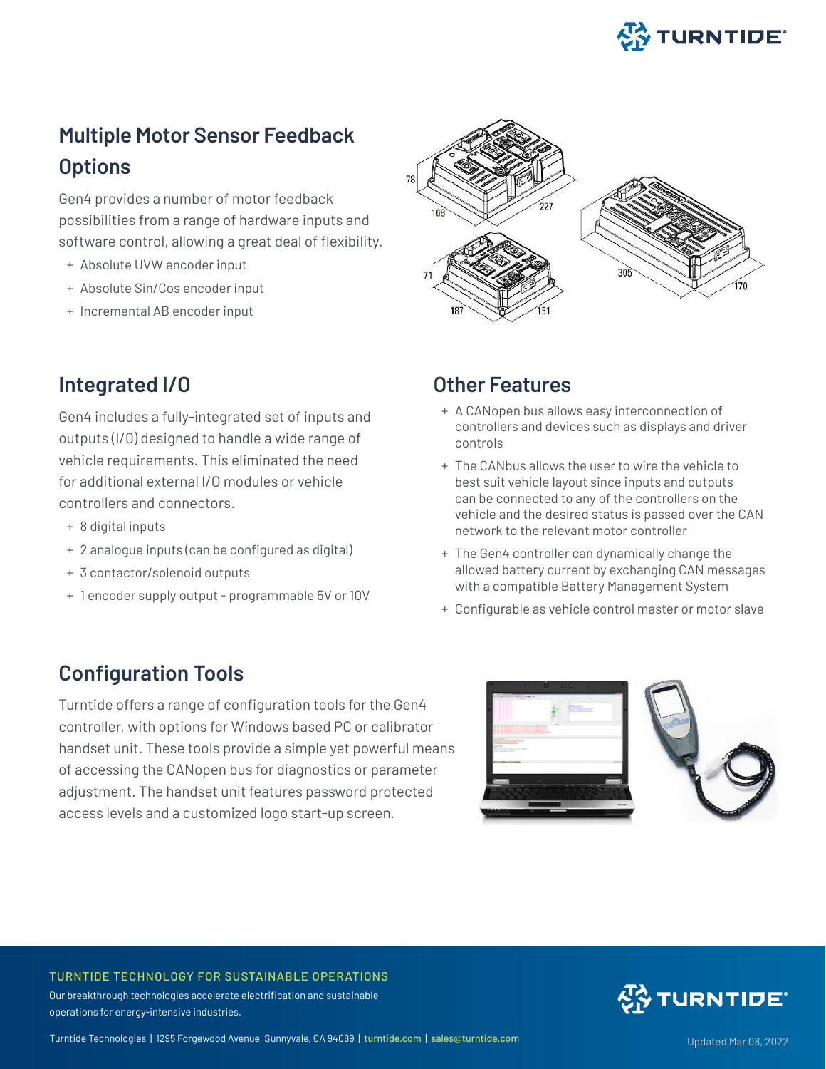## Multiple Motor Sensor Feedback Options

Gen4 provides a number of motor feedback possibilities from a range of hardware inputs and software control, allowing a great deal of flexibility.

+ Absolute UVW encoder input
+ Absolute Sin/Cos encoder input
+ Incremental AB encoder input

78
168
227
305
170
71
187
151

## Integrated I/O

Gen4 includes a fully-integrated set of inputs and outputs (I/O) designed to handle a wide range of vehicle requirements. This eliminated the need for additional external I/O modules or vehicle controllers and connectors.

+ 8 digital inputs
+ 2 analogue inputs (can be configured as digital)
+ 3 contactor/solenoid outputs
+ 1 encoder supply output - programmable 5V or 10V

## Other Features

+ A CANopen bus allows easy interconnection of controllers and devices such as displays and driver controls
+ The CANbus allows the user to wire the vehicle to best suit vehicle layout since inputs and outputs can be connected to any of the controllers on the vehicle and the desired status is passed over the CAN network to the relevant motor controller
+ The Gen4 controller can dynamically change the allowed battery current by exchanging CAN messages with a compatible Battery Management System
+ Configurable as vehicle control master or motor slave

## Configuration Tools

Turntide offers a range of configuration tools for the Gen4 controller, with options for Windows based PC or calibrator handset unit. These tools provide a simple yet powerful means of accessing the CANopen bus for diagnostics or parameter adjustment. The handset unit features password protected access levels and a customized logo start-up screen.

TURNTIDE TECHNOLOGY FOR SUSTAINABLE OPERATIONS

Our breakthrough technologies accelerate electrification and sustainable operations for energy-intensive industries.

Turntide Technologies | 1295 Forgewood Avenue, Sunnyvale, CA 94089 | turntide.com | sales@turntide.com

Updated Mar 08, 2022